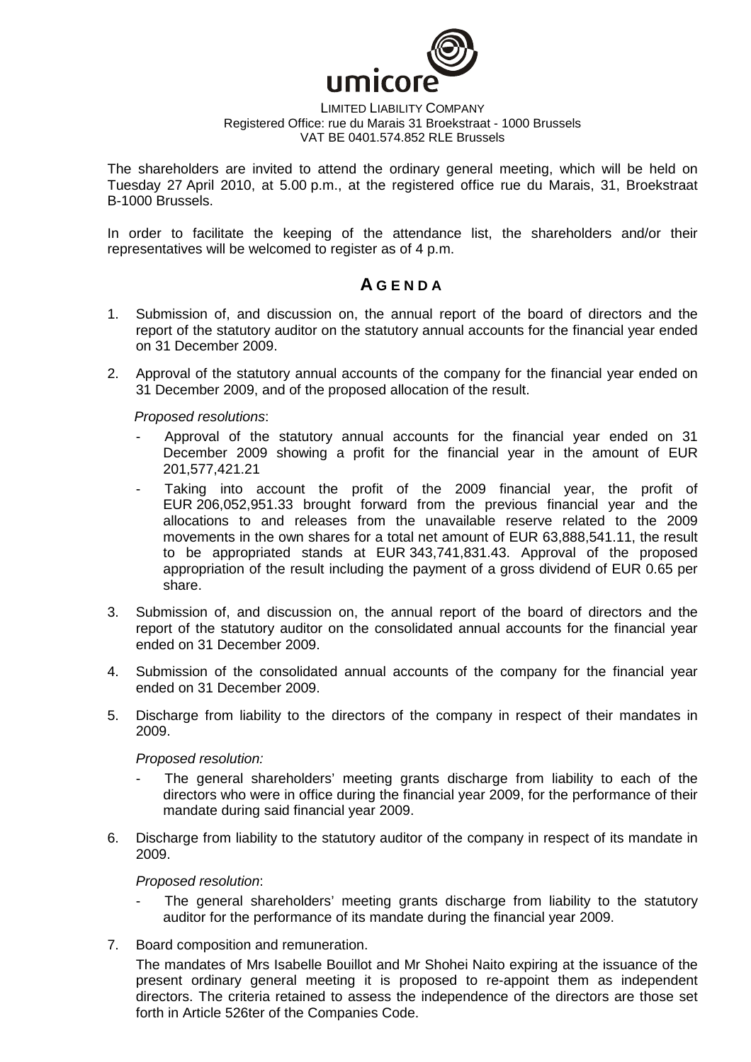umicore

LIMITED LIABILITY COMPANY
Registered Office: rue du Marais 31 Broekstraat - 1000 Brussels
VAT BE 0401.574.852 RLE Brussels

The shareholders are invited to attend the ordinary general meeting, which will be held on Tuesday 27 April 2010, at 5.00 p.m., at the registered office rue du Marais, 31, Broekstraat B-1000 Brussels.

In order to facilitate the keeping of the attendance list, the shareholders and/or their representatives will be welcomed to register as of 4 p.m.

## AGENDA

1. Submission of, and discussion on, the annual report of the board of directors and the report of the statutory auditor on the statutory annual accounts for the financial year ended on 31 December 2009.

2. Approval of the statutory annual accounts of the company for the financial year ended on 31 December 2009, and of the proposed allocation of the result.

   *Proposed resolutions*:

   - Approval of the statutory annual accounts for the financial year ended on 31 December 2009 showing a profit for the financial year in the amount of EUR 201,577,421.21
   - Taking into account the profit of the 2009 financial year, the profit of EUR 206,052,951.33 brought forward from the previous financial year and the allocations to and releases from the unavailable reserve related to the 2009 movements in the own shares for a total net amount of EUR 63,888,541.11, the result to be appropriated stands at EUR 343,741,831.43. Approval of the proposed appropriation of the result including the payment of a gross dividend of EUR 0.65 per share.

3. Submission of, and discussion on, the annual report of the board of directors and the report of the statutory auditor on the consolidated annual accounts for the financial year ended on 31 December 2009.

4. Submission of the consolidated annual accounts of the company for the financial year ended on 31 December 2009.

5. Discharge from liability to the directors of the company in respect of their mandates in 2009.

   *Proposed resolution:*

   - The general shareholders' meeting grants discharge from liability to each of the directors who were in office during the financial year 2009, for the performance of their mandate during said financial year 2009.

6. Discharge from liability to the statutory auditor of the company in respect of its mandate in 2009.

   *Proposed resolution*:

   - The general shareholders' meeting grants discharge from liability to the statutory auditor for the performance of its mandate during the financial year 2009.

7. Board composition and remuneration.

   The mandates of Mrs Isabelle Bouillot and Mr Shohei Naito expiring at the issuance of the present ordinary general meeting it is proposed to re-appoint them as independent directors. The criteria retained to assess the independence of the directors are those set forth in Article 526ter of the Companies Code.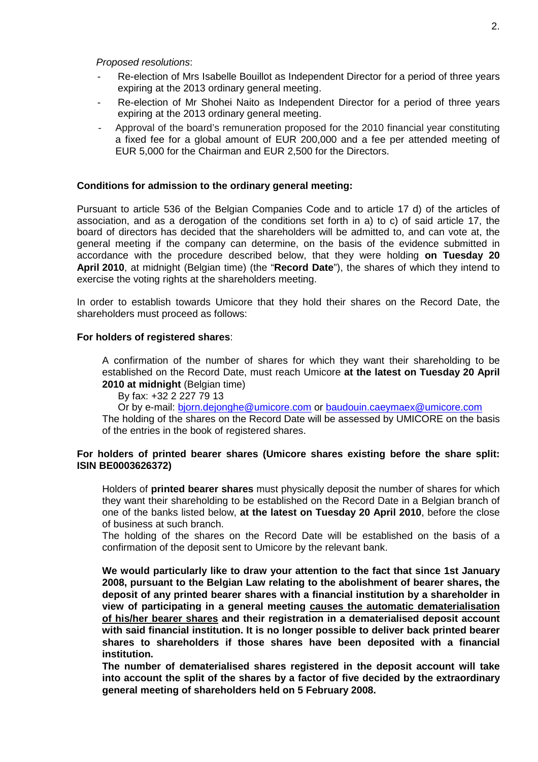*Proposed resolutions*:

- Re-election of Mrs Isabelle Bouillot as Independent Director for a period of three years expiring at the 2013 ordinary general meeting.
- Re-election of Mr Shohei Naito as Independent Director for a period of three years expiring at the 2013 ordinary general meeting.
- Approval of the board's remuneration proposed for the 2010 financial year constituting a fixed fee for a global amount of EUR 200,000 and a fee per attended meeting of EUR 5,000 for the Chairman and EUR 2,500 for the Directors.

**Conditions for admission to the ordinary general meeting:**

Pursuant to article 536 of the Belgian Companies Code and to article 17 d) of the articles of association, and as a derogation of the conditions set forth in a) to c) of said article 17, the board of directors has decided that the shareholders will be admitted to, and can vote at, the general meeting if the company can determine, on the basis of the evidence submitted in accordance with the procedure described below, that they were holding **on Tuesday 20 April 2010**, at midnight (Belgian time) (the "**Record Date**"), the shares of which they intend to exercise the voting rights at the shareholders meeting.

In order to establish towards Umicore that they hold their shares on the Record Date, the shareholders must proceed as follows:

**For holders of registered shares**:

A confirmation of the number of shares for which they want their shareholding to be established on the Record Date, must reach Umicore **at the latest on Tuesday 20 April 2010 at midnight** (Belgian time)

By fax: +32 2 227 79 13

Or by e-mail: bjorn.dejonghe@umicore.com or baudouin.caeymaex@umicore.com

The holding of the shares on the Record Date will be assessed by UMICORE on the basis of the entries in the book of registered shares.

**For holders of printed bearer shares (Umicore shares existing before the share split: ISIN BE0003626372)**

Holders of **printed bearer shares** must physically deposit the number of shares for which they want their shareholding to be established on the Record Date in a Belgian branch of one of the banks listed below, **at the latest on Tuesday 20 April 2010**, before the close of business at such branch.

The holding of the shares on the Record Date will be established on the basis of a confirmation of the deposit sent to Umicore by the relevant bank.

**We would particularly like to draw your attention to the fact that since 1st January 2008, pursuant to the Belgian Law relating to the abolishment of bearer shares, the deposit of any printed bearer shares with a financial institution by a shareholder in view of participating in a general meeting causes the automatic dematerialisation of his/her bearer shares and their registration in a dematerialised deposit account with said financial institution. It is no longer possible to deliver back printed bearer shares to shareholders if those shares have been deposited with a financial institution.**

**The number of dematerialised shares registered in the deposit account will take into account the split of the shares by a factor of five decided by the extraordinary general meeting of shareholders held on 5 February 2008.**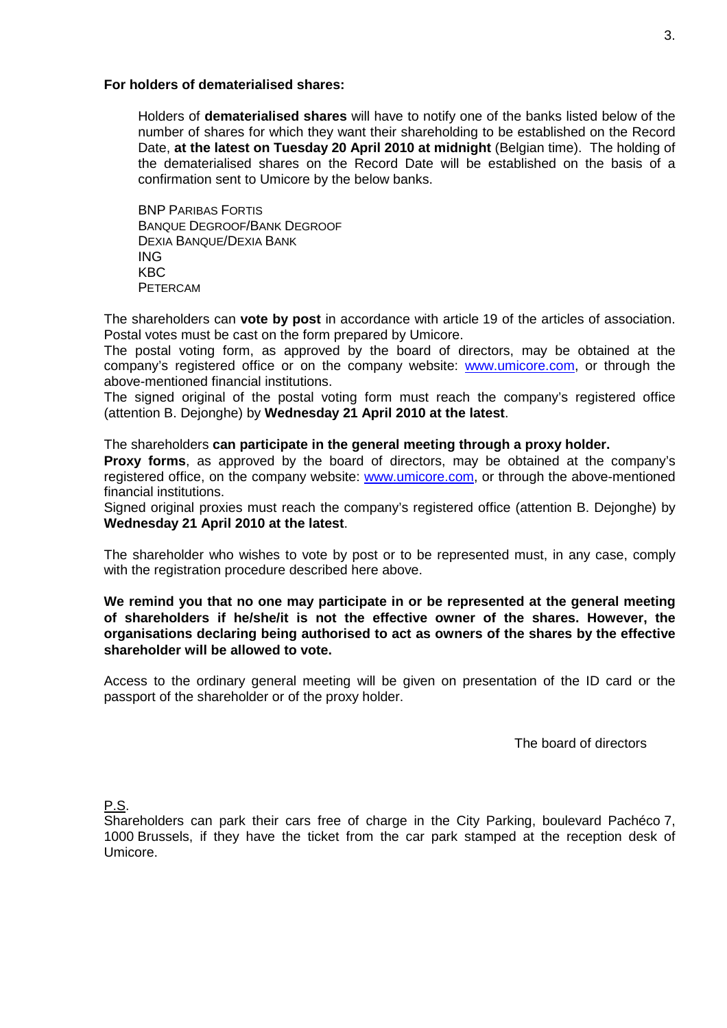**For holders of dematerialised shares:**

Holders of **dematerialised shares** will have to notify one of the banks listed below of the number of shares for which they want their shareholding to be established on the Record Date, **at the latest on Tuesday 20 April 2010 at midnight** (Belgian time). The holding of the dematerialised shares on the Record Date will be established on the basis of a confirmation sent to Umicore by the below banks.

BNP PARIBAS FORTIS
BANQUE DEGROOF/BANK DEGROOF
DEXIA BANQUE/DEXIA BANK
ING
KBC
PETERCAM

The shareholders can **vote by post** in accordance with article 19 of the articles of association. Postal votes must be cast on the form prepared by Umicore.
The postal voting form, as approved by the board of directors, may be obtained at the company's registered office or on the company website: www.umicore.com, or through the above-mentioned financial institutions.
The signed original of the postal voting form must reach the company's registered office (attention B. Dejonghe) by **Wednesday 21 April 2010 at the latest**.

The shareholders **can participate in the general meeting through a proxy holder.**
**Proxy forms**, as approved by the board of directors, may be obtained at the company's registered office, on the company website: www.umicore.com, or through the above-mentioned financial institutions.
Signed original proxies must reach the company's registered office (attention B. Dejonghe) by **Wednesday 21 April 2010 at the latest**.

The shareholder who wishes to vote by post or to be represented must, in any case, comply with the registration procedure described here above.

**We remind you that no one may participate in or be represented at the general meeting of shareholders if he/she/it is not the effective owner of the shares. However, the organisations declaring being authorised to act as owners of the shares by the effective shareholder will be allowed to vote.**

Access to the ordinary general meeting will be given on presentation of the ID card or the passport of the shareholder or of the proxy holder.

The board of directors

P.S.
Shareholders can park their cars free of charge in the City Parking, boulevard Pachéco 7, 1000 Brussels, if they have the ticket from the car park stamped at the reception desk of Umicore.